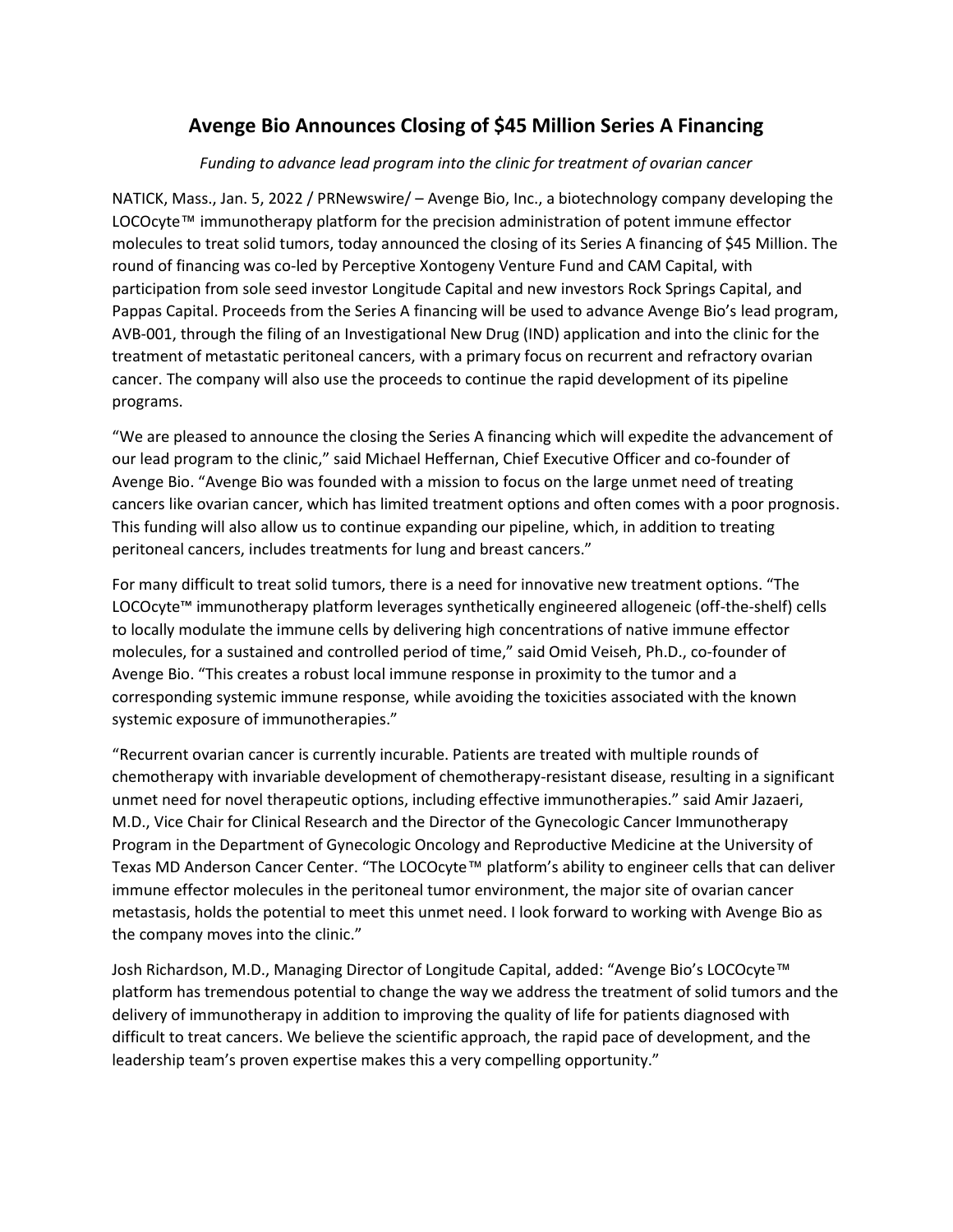# Avenge Bio Announces Closing of $45 Million Series A Financing

*Funding to advance lead program into the clinic for treatment of ovarian cancer*

NATICK, Mass., Jan. 5, 2022 / PRNewswire/ – Avenge Bio, Inc., a biotechnology company developing the LOCOcyte™ immunotherapy platform for the precision administration of potent immune effector molecules to treat solid tumors, today announced the closing of its Series A financing of $45 Million. The round of financing was co-led by Perceptive Xontogeny Venture Fund and CAM Capital, with participation from sole seed investor Longitude Capital and new investors Rock Springs Capital, and Pappas Capital. Proceeds from the Series A financing will be used to advance Avenge Bio's lead program, AVB-001, through the filing of an Investigational New Drug (IND) application and into the clinic for the treatment of metastatic peritoneal cancers, with a primary focus on recurrent and refractory ovarian cancer. The company will also use the proceeds to continue the rapid development of its pipeline programs.

"We are pleased to announce the closing the Series A financing which will expedite the advancement of our lead program to the clinic," said Michael Heffernan, Chief Executive Officer and co-founder of Avenge Bio. "Avenge Bio was founded with a mission to focus on the large unmet need of treating cancers like ovarian cancer, which has limited treatment options and often comes with a poor prognosis. This funding will also allow us to continue expanding our pipeline, which, in addition to treating peritoneal cancers, includes treatments for lung and breast cancers."

For many difficult to treat solid tumors, there is a need for innovative new treatment options. "The LOCOcyte™ immunotherapy platform leverages synthetically engineered allogeneic (off-the-shelf) cells to locally modulate the immune cells by delivering high concentrations of native immune effector molecules, for a sustained and controlled period of time," said Omid Veiseh, Ph.D., co-founder of Avenge Bio. "This creates a robust local immune response in proximity to the tumor and a corresponding systemic immune response, while avoiding the toxicities associated with the known systemic exposure of immunotherapies."

"Recurrent ovarian cancer is currently incurable. Patients are treated with multiple rounds of chemotherapy with invariable development of chemotherapy-resistant disease, resulting in a significant unmet need for novel therapeutic options, including effective immunotherapies." said Amir Jazaeri, M.D., Vice Chair for Clinical Research and the Director of the Gynecologic Cancer Immunotherapy Program in the Department of Gynecologic Oncology and Reproductive Medicine at the University of Texas MD Anderson Cancer Center. "The LOCOcyte™ platform's ability to engineer cells that can deliver immune effector molecules in the peritoneal tumor environment, the major site of ovarian cancer metastasis, holds the potential to meet this unmet need. I look forward to working with Avenge Bio as the company moves into the clinic."

Josh Richardson, M.D., Managing Director of Longitude Capital, added: "Avenge Bio's LOCOcyte™ platform has tremendous potential to change the way we address the treatment of solid tumors and the delivery of immunotherapy in addition to improving the quality of life for patients diagnosed with difficult to treat cancers. We believe the scientific approach, the rapid pace of development, and the leadership team's proven expertise makes this a very compelling opportunity."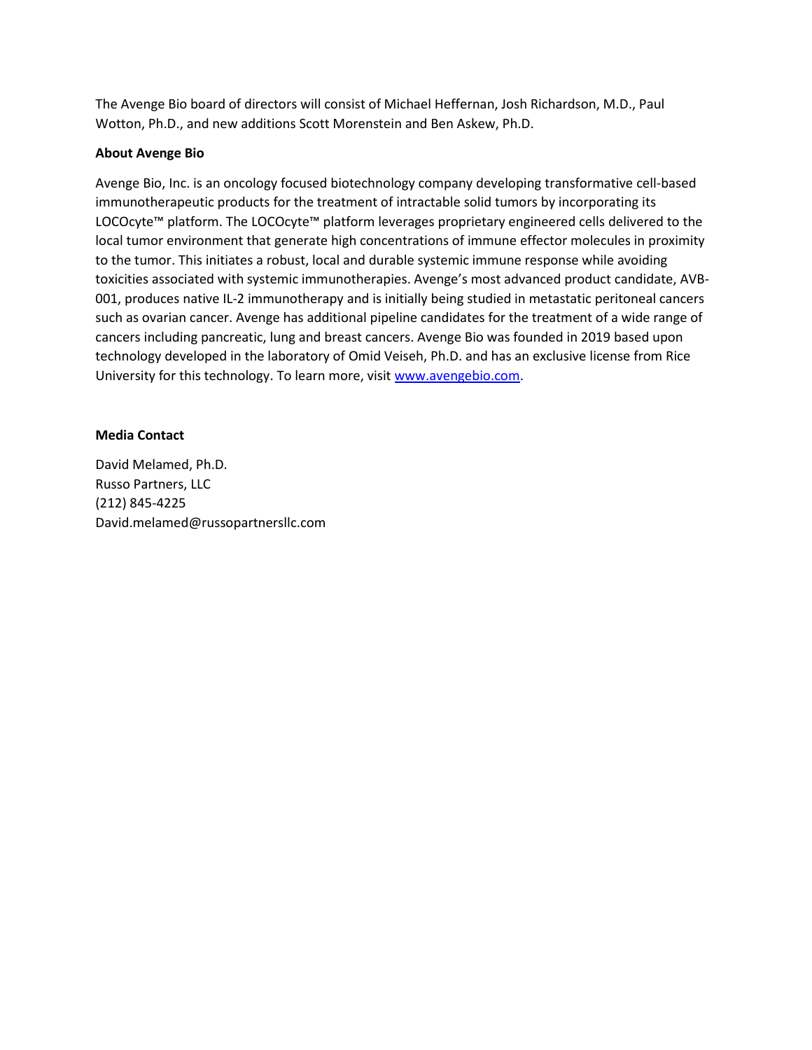The Avenge Bio board of directors will consist of Michael Heffernan, Josh Richardson, M.D., Paul Wotton, Ph.D., and new additions Scott Morenstein and Ben Askew, Ph.D.

**About Avenge Bio**

Avenge Bio, Inc. is an oncology focused biotechnology company developing transformative cell-based immunotherapeutic products for the treatment of intractable solid tumors by incorporating its LOCOcyte™ platform. The LOCOcyte™ platform leverages proprietary engineered cells delivered to the local tumor environment that generate high concentrations of immune effector molecules in proximity to the tumor. This initiates a robust, local and durable systemic immune response while avoiding toxicities associated with systemic immunotherapies. Avenge's most advanced product candidate, AVB-001, produces native IL-2 immunotherapy and is initially being studied in metastatic peritoneal cancers such as ovarian cancer. Avenge has additional pipeline candidates for the treatment of a wide range of cancers including pancreatic, lung and breast cancers. Avenge Bio was founded in 2019 based upon technology developed in the laboratory of Omid Veiseh, Ph.D. and has an exclusive license from Rice University for this technology. To learn more, visit [www.avengebio.com](www.avengebio.com).

**Media Contact**

David Melamed, Ph.D.
Russo Partners, LLC
(212) 845-4225
David.melamed@russopartnersllc.com